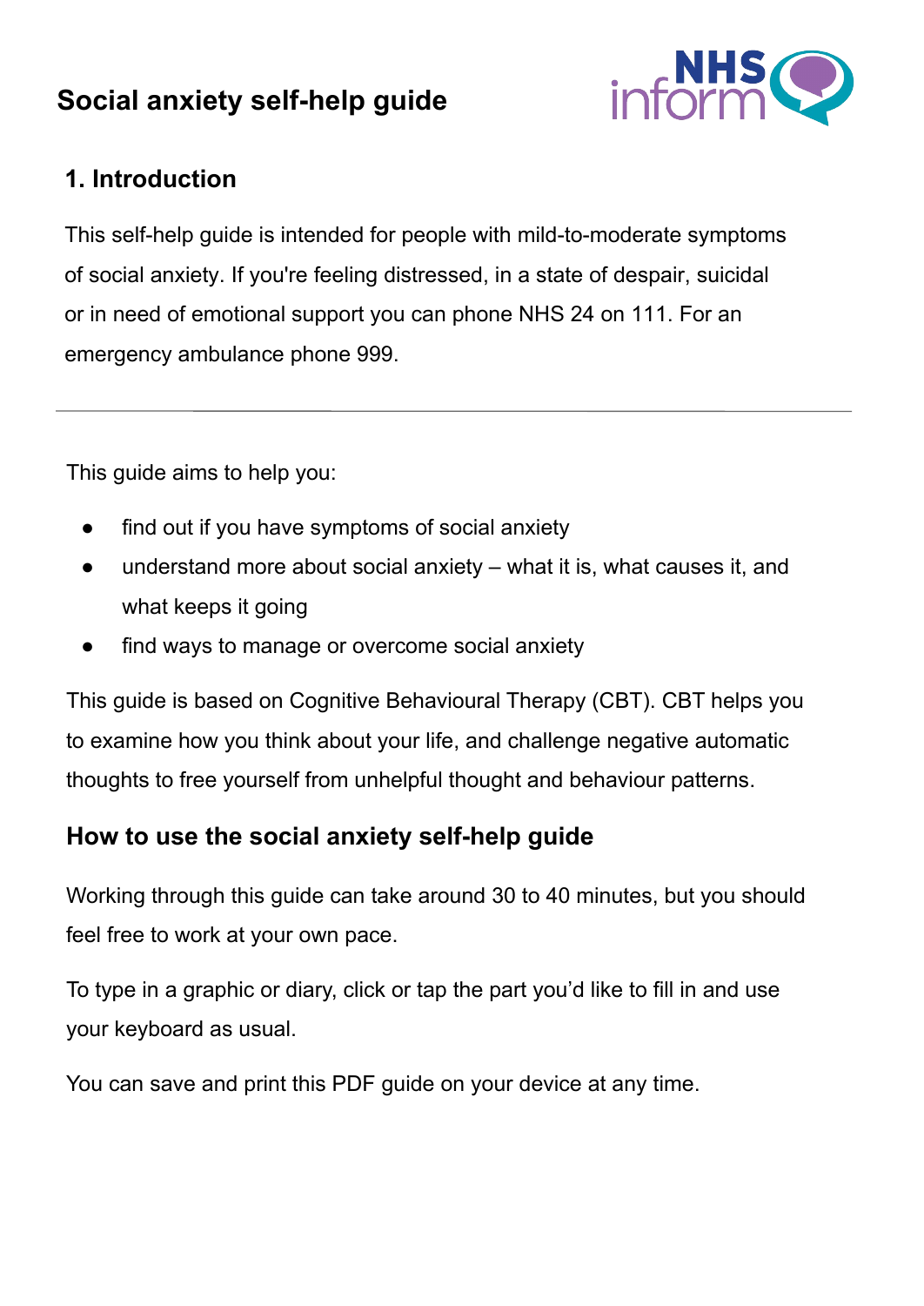# Social anxiety self-help guide

## 1. Introduction

This self-help guide is intended for people with mild-to-moderate symptoms of social anxiety. If you're feeling distressed, in a state of despair, suicidal or in need of emotional support you can phone NHS 24 on 111. For an emergency ambulance phone 999.

---

This guide aims to help you:

- find out if you have symptoms of social anxiety
- understand more about social anxiety – what it is, what causes it, and what keeps it going
- find ways to manage or overcome social anxiety

This guide is based on Cognitive Behavioural Therapy (CBT). CBT helps you to examine how you think about your life, and challenge negative automatic thoughts to free yourself from unhelpful thought and behaviour patterns.

### How to use the social anxiety self-help guide

Working through this guide can take around 30 to 40 minutes, but you should feel free to work at your own pace.

To type in a graphic or diary, click or tap the part you'd like to fill in and use your keyboard as usual.

You can save and print this PDF guide on your device at any time.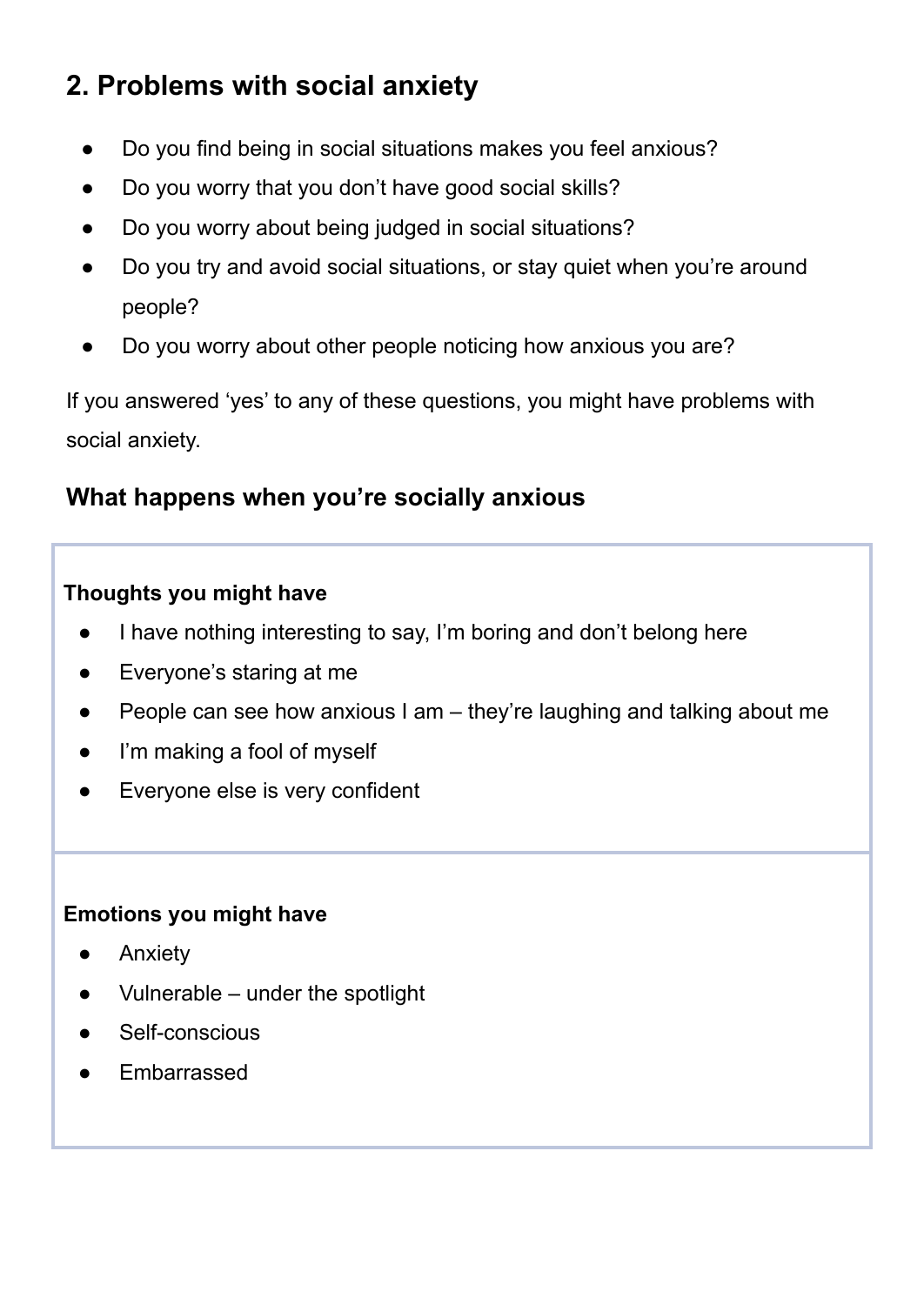## 2. Problems with social anxiety

- Do you find being in social situations makes you feel anxious?
- Do you worry that you don't have good social skills?
- Do you worry about being judged in social situations?
- Do you try and avoid social situations, or stay quiet when you're around people?
- Do you worry about other people noticing how anxious you are?

If you answered 'yes' to any of these questions, you might have problems with social anxiety.

### What happens when you're socially anxious

**Thoughts you might have**

- I have nothing interesting to say, I'm boring and don't belong here
- Everyone's staring at me
- People can see how anxious I am – they're laughing and talking about me
- I'm making a fool of myself
- Everyone else is very confident

**Emotions you might have**

- Anxiety
- Vulnerable – under the spotlight
- Self-conscious
- Embarrassed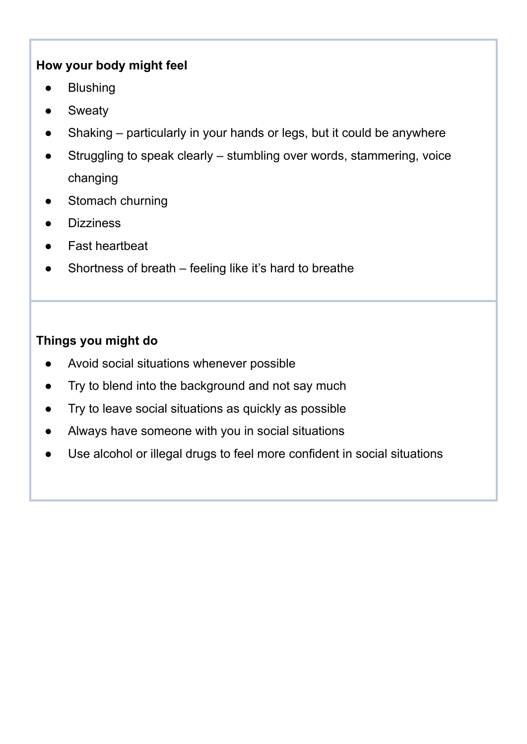**How your body might feel**

- Blushing
- Sweaty
- Shaking – particularly in your hands or legs, but it could be anywhere
- Struggling to speak clearly – stumbling over words, stammering, voice changing
- Stomach churning
- Dizziness
- Fast heartbeat
- Shortness of breath – feeling like it's hard to breathe

**Things you might do**

- Avoid social situations whenever possible
- Try to blend into the background and not say much
- Try to leave social situations as quickly as possible
- Always have someone with you in social situations
- Use alcohol or illegal drugs to feel more confident in social situations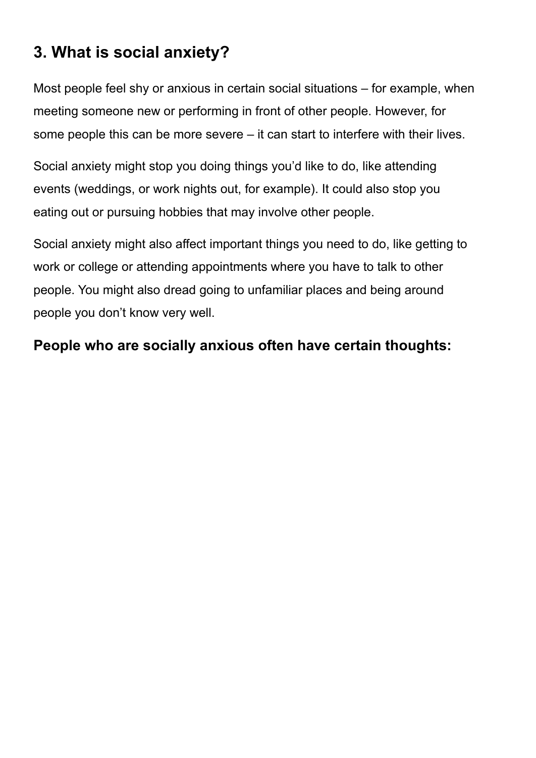## 3. What is social anxiety?

Most people feel shy or anxious in certain social situations – for example, when meeting someone new or performing in front of other people. However, for some people this can be more severe – it can start to interfere with their lives.

Social anxiety might stop you doing things you'd like to do, like attending events (weddings, or work nights out, for example). It could also stop you eating out or pursuing hobbies that may involve other people.

Social anxiety might also affect important things you need to do, like getting to work or college or attending appointments where you have to talk to other people. You might also dread going to unfamiliar places and being around people you don't know very well.

### People who are socially anxious often have certain thoughts: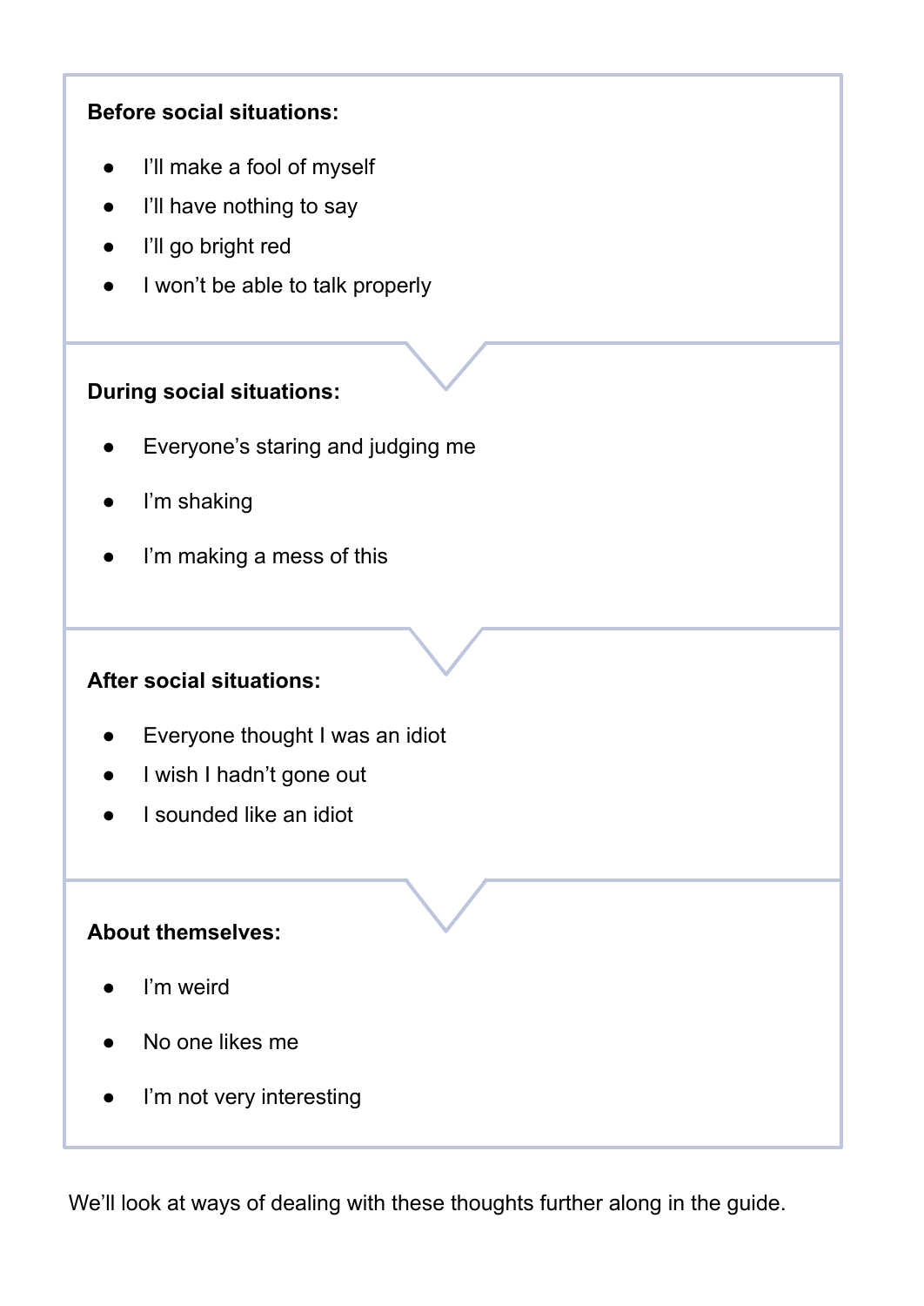**Before social situations:**

- I'll make a fool of myself
- I'll have nothing to say
- I'll go bright red
- I won't be able to talk properly

**During social situations:**

- Everyone's staring and judging me
- I'm shaking
- I'm making a mess of this

**After social situations:**

- Everyone thought I was an idiot
- I wish I hadn't gone out
- I sounded like an idiot

**About themselves:**

- I'm weird
- No one likes me
- I'm not very interesting

We'll look at ways of dealing with these thoughts further along in the guide.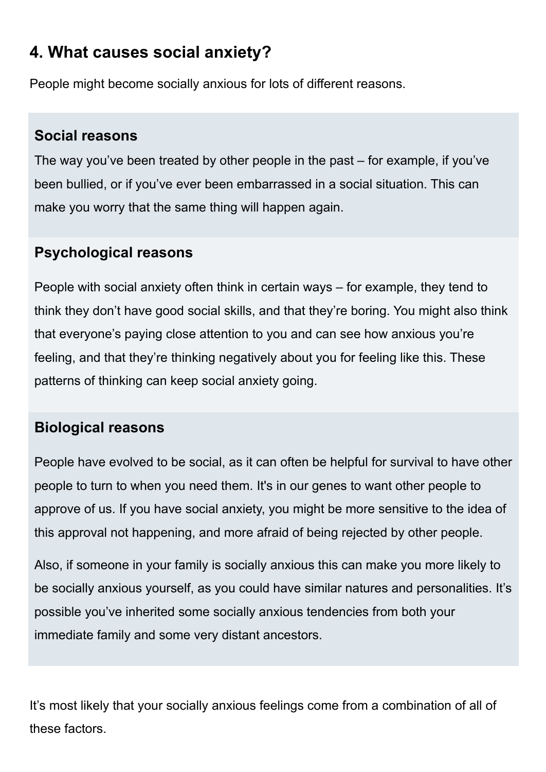## 4. What causes social anxiety?

People might become socially anxious for lots of different reasons.

### Social reasons

The way you've been treated by other people in the past – for example, if you've been bullied, or if you've ever been embarrassed in a social situation. This can make you worry that the same thing will happen again.

### Psychological reasons

People with social anxiety often think in certain ways – for example, they tend to think they don't have good social skills, and that they're boring. You might also think that everyone's paying close attention to you and can see how anxious you're feeling, and that they're thinking negatively about you for feeling like this. These patterns of thinking can keep social anxiety going.

### Biological reasons

People have evolved to be social, as it can often be helpful for survival to have other people to turn to when you need them. It's in our genes to want other people to approve of us. If you have social anxiety, you might be more sensitive to the idea of this approval not happening, and more afraid of being rejected by other people.

Also, if someone in your family is socially anxious this can make you more likely to be socially anxious yourself, as you could have similar natures and personalities. It's possible you've inherited some socially anxious tendencies from both your immediate family and some very distant ancestors.

It's most likely that your socially anxious feelings come from a combination of all of these factors.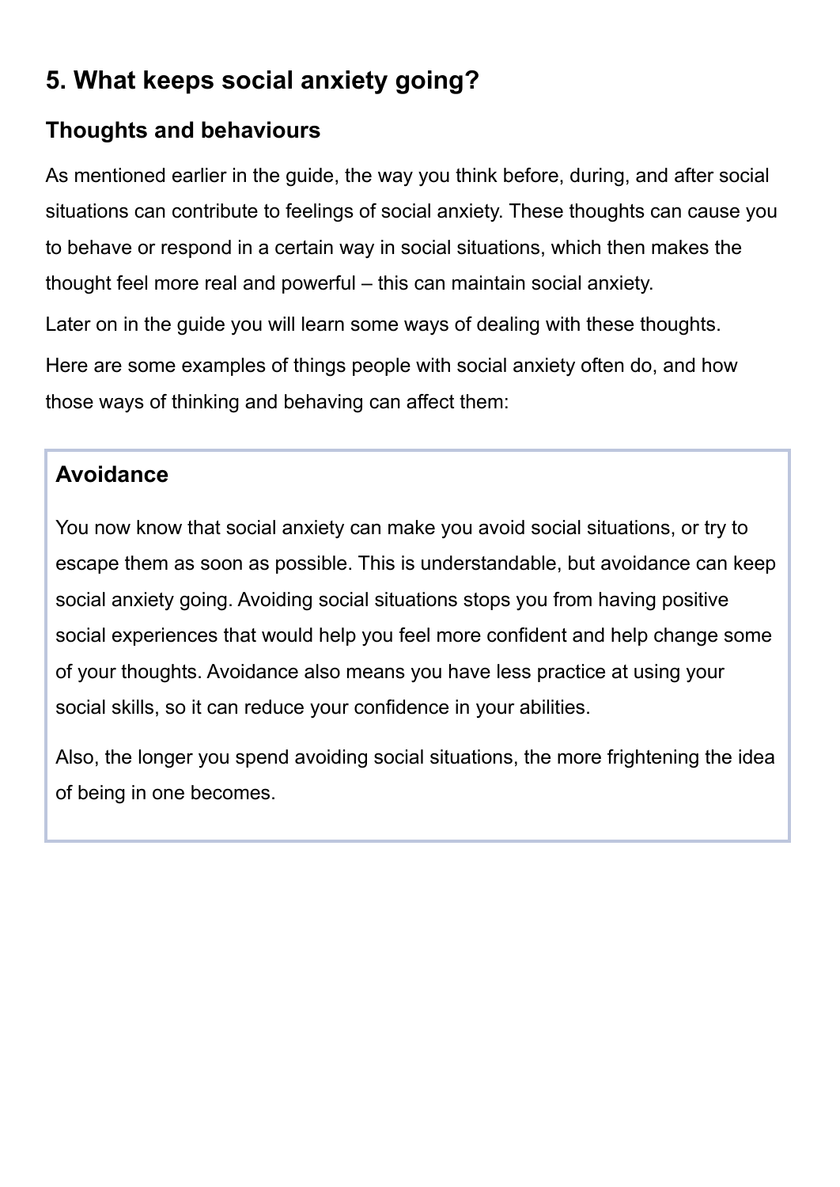## 5. What keeps social anxiety going?

### Thoughts and behaviours

As mentioned earlier in the guide, the way you think before, during, and after social situations can contribute to feelings of social anxiety. These thoughts can cause you to behave or respond in a certain way in social situations, which then makes the thought feel more real and powerful – this can maintain social anxiety.

Later on in the guide you will learn some ways of dealing with these thoughts.

Here are some examples of things people with social anxiety often do, and how those ways of thinking and behaving can affect them:

#### Avoidance

You now know that social anxiety can make you avoid social situations, or try to escape them as soon as possible. This is understandable, but avoidance can keep social anxiety going. Avoiding social situations stops you from having positive social experiences that would help you feel more confident and help change some of your thoughts. Avoidance also means you have less practice at using your social skills, so it can reduce your confidence in your abilities.

Also, the longer you spend avoiding social situations, the more frightening the idea of being in one becomes.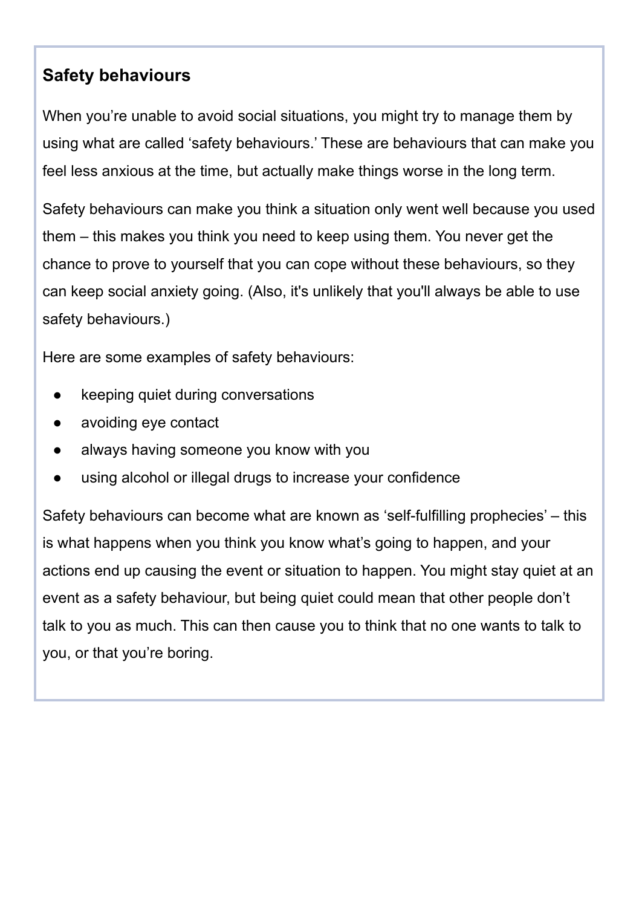### Safety behaviours

When you're unable to avoid social situations, you might try to manage them by using what are called 'safety behaviours.' These are behaviours that can make you feel less anxious at the time, but actually make things worse in the long term.

Safety behaviours can make you think a situation only went well because you used them – this makes you think you need to keep using them. You never get the chance to prove to yourself that you can cope without these behaviours, so they can keep social anxiety going. (Also, it's unlikely that you'll always be able to use safety behaviours.)

Here are some examples of safety behaviours:

- keeping quiet during conversations
- avoiding eye contact
- always having someone you know with you
- using alcohol or illegal drugs to increase your confidence

Safety behaviours can become what are known as 'self-fulfilling prophecies' – this is what happens when you think you know what's going to happen, and your actions end up causing the event or situation to happen. You might stay quiet at an event as a safety behaviour, but being quiet could mean that other people don't talk to you as much. This can then cause you to think that no one wants to talk to you, or that you're boring.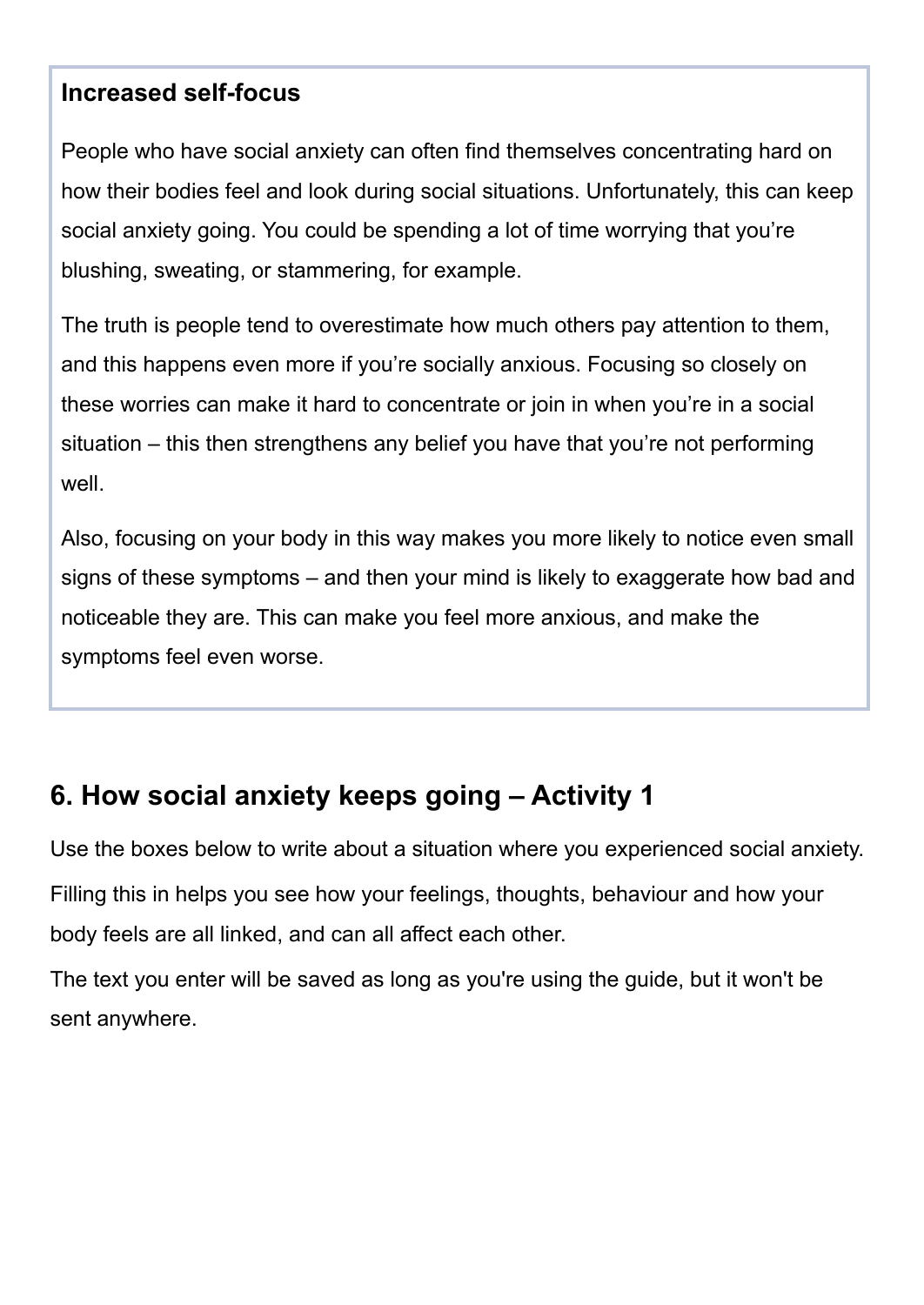### Increased self-focus

People who have social anxiety can often find themselves concentrating hard on how their bodies feel and look during social situations. Unfortunately, this can keep social anxiety going. You could be spending a lot of time worrying that you're blushing, sweating, or stammering, for example.

The truth is people tend to overestimate how much others pay attention to them, and this happens even more if you're socially anxious. Focusing so closely on these worries can make it hard to concentrate or join in when you're in a social situation – this then strengthens any belief you have that you're not performing well.

Also, focusing on your body in this way makes you more likely to notice even small signs of these symptoms – and then your mind is likely to exaggerate how bad and noticeable they are. This can make you feel more anxious, and make the symptoms feel even worse.

## 6. How social anxiety keeps going – Activity 1

Use the boxes below to write about a situation where you experienced social anxiety.

Filling this in helps you see how your feelings, thoughts, behaviour and how your body feels are all linked, and can all affect each other.

The text you enter will be saved as long as you're using the guide, but it won't be sent anywhere.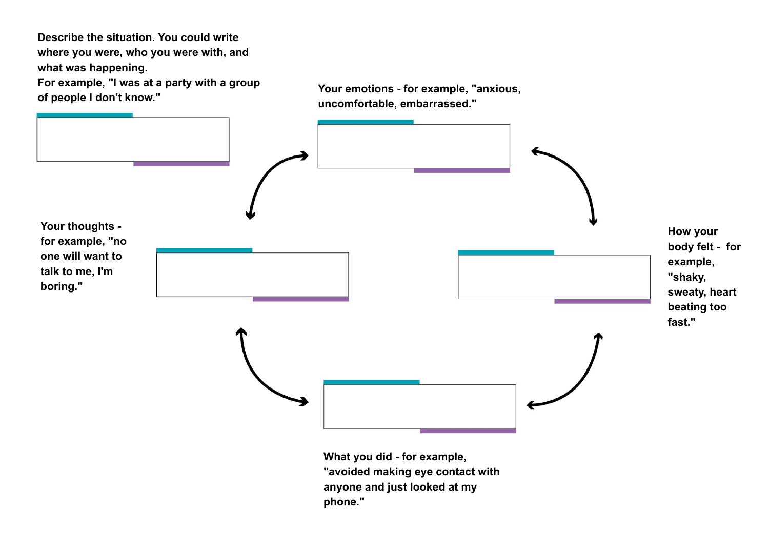Describe the situation. You could write where you were, who you were with, and what was happening.
For example, "I was at a party with a group of people I don't know."

Your emotions - for example, "anxious, uncomfortable, embarrassed."

Your thoughts - for example, "no one will want to talk to me, I'm boring."

How your body felt - for example, "shaky, sweaty, heart beating too fast."

What you did - for example, "avoided making eye contact with anyone and just looked at my phone."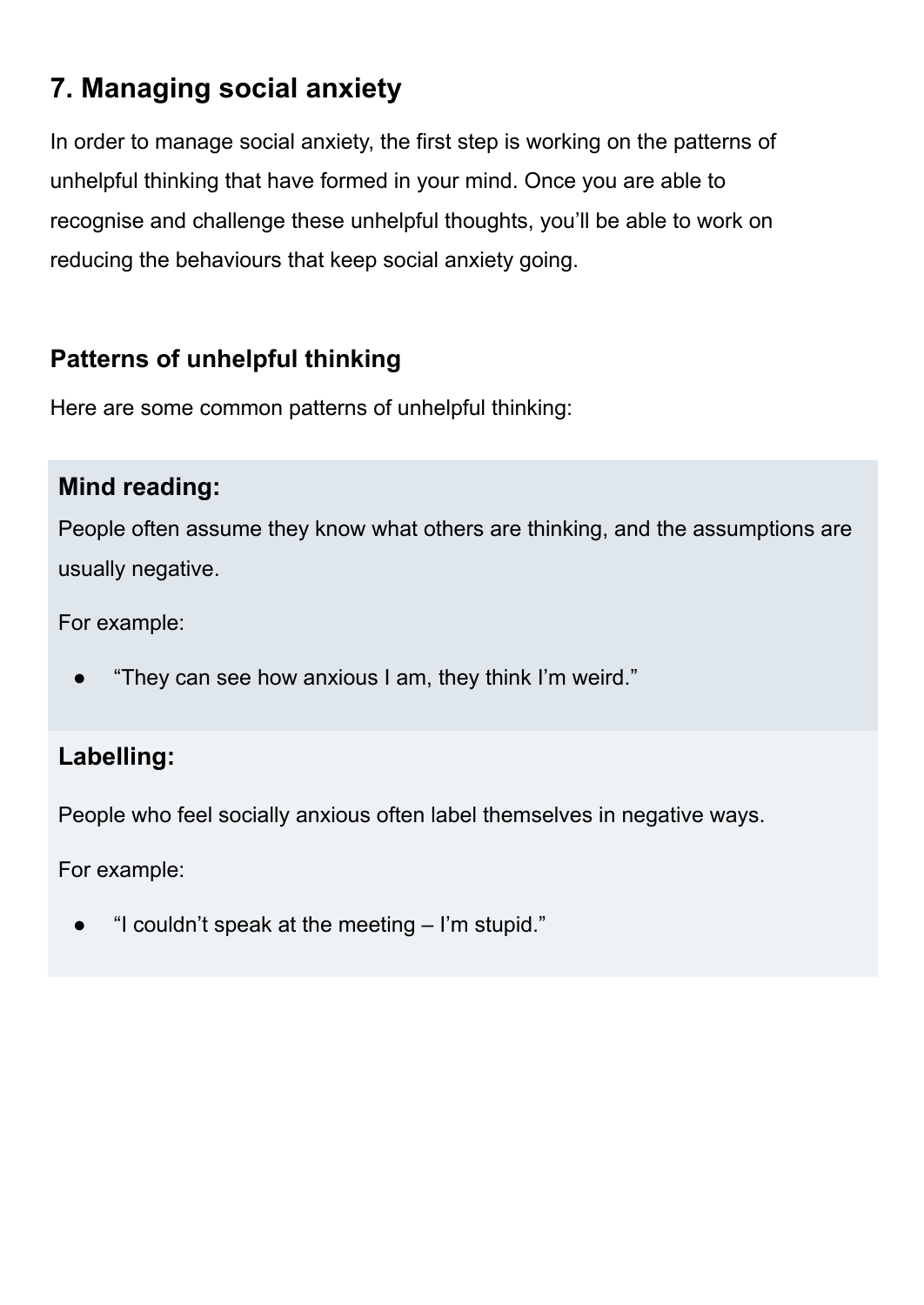## 7. Managing social anxiety

In order to manage social anxiety, the first step is working on the patterns of unhelpful thinking that have formed in your mind. Once you are able to recognise and challenge these unhelpful thoughts, you'll be able to work on reducing the behaviours that keep social anxiety going.

### Patterns of unhelpful thinking

Here are some common patterns of unhelpful thinking:

#### Mind reading:

People often assume they know what others are thinking, and the assumptions are usually negative.

For example:

- "They can see how anxious I am, they think I'm weird."

#### Labelling:

People who feel socially anxious often label themselves in negative ways.

For example:

- "I couldn't speak at the meeting – I'm stupid."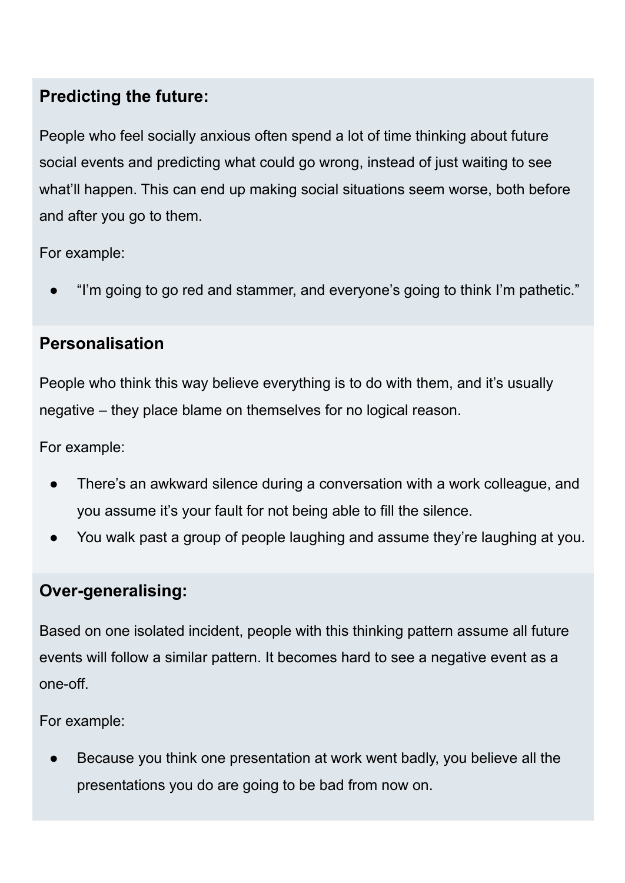**Predicting the future:**

People who feel socially anxious often spend a lot of time thinking about future social events and predicting what could go wrong, instead of just waiting to see what'll happen. This can end up making social situations seem worse, both before and after you go to them.

For example:

- "I'm going to go red and stammer, and everyone's going to think I'm pathetic."

**Personalisation**

People who think this way believe everything is to do with them, and it's usually negative – they place blame on themselves for no logical reason.

For example:

- There's an awkward silence during a conversation with a work colleague, and you assume it's your fault for not being able to fill the silence.
- You walk past a group of people laughing and assume they're laughing at you.

**Over-generalising:**

Based on one isolated incident, people with this thinking pattern assume all future events will follow a similar pattern. It becomes hard to see a negative event as a one-off.

For example:

- Because you think one presentation at work went badly, you believe all the presentations you do are going to be bad from now on.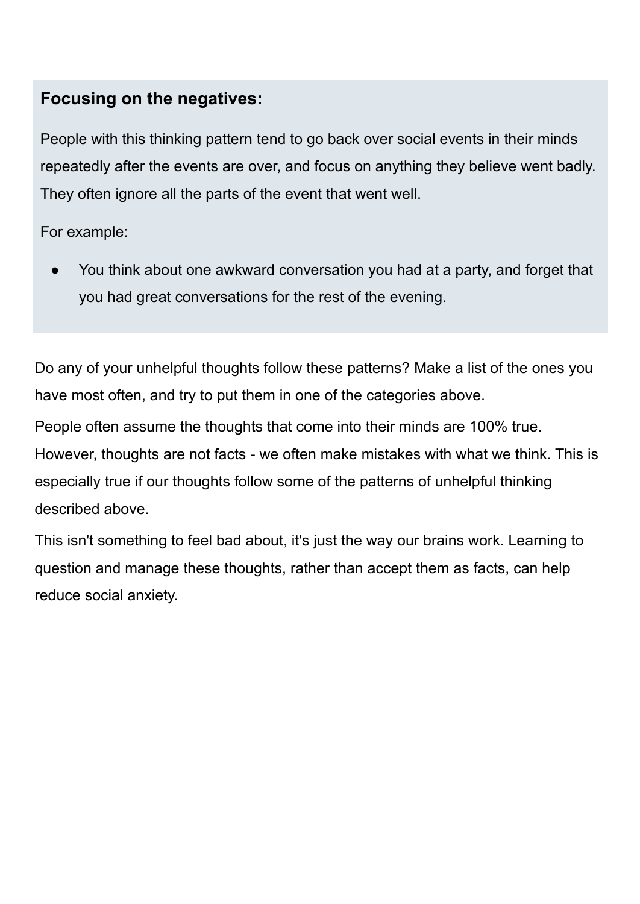### Focusing on the negatives:

People with this thinking pattern tend to go back over social events in their minds repeatedly after the events are over, and focus on anything they believe went badly. They often ignore all the parts of the event that went well.

For example:

- You think about one awkward conversation you had at a party, and forget that you had great conversations for the rest of the evening.

Do any of your unhelpful thoughts follow these patterns? Make a list of the ones you have most often, and try to put them in one of the categories above.

People often assume the thoughts that come into their minds are 100% true. However, thoughts are not facts - we often make mistakes with what we think. This is especially true if our thoughts follow some of the patterns of unhelpful thinking described above.

This isn't something to feel bad about, it's just the way our brains work. Learning to question and manage these thoughts, rather than accept them as facts, can help reduce social anxiety.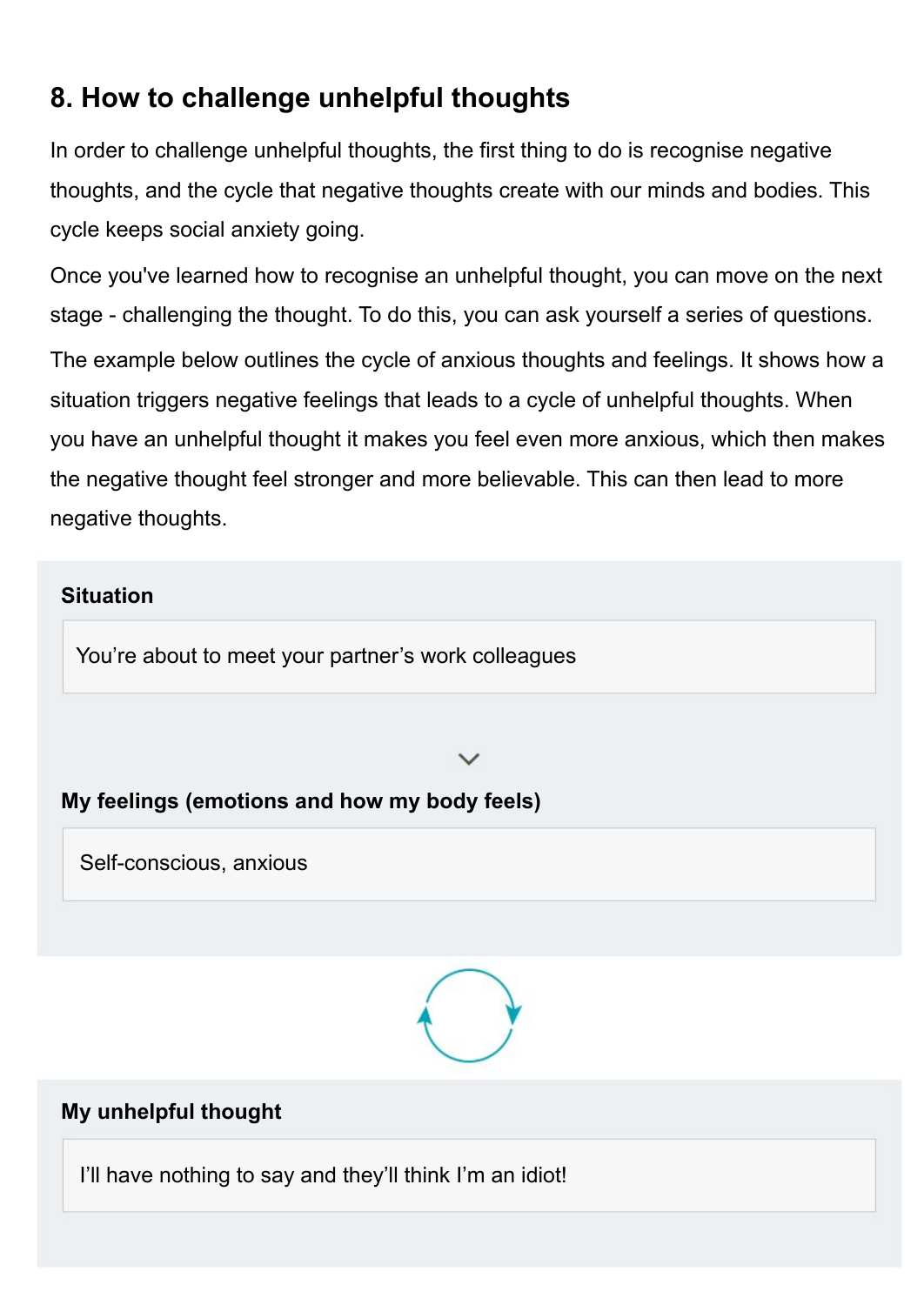## 8. How to challenge unhelpful thoughts

In order to challenge unhelpful thoughts, the first thing to do is recognise negative thoughts, and the cycle that negative thoughts create with our minds and bodies. This cycle keeps social anxiety going.

Once you've learned how to recognise an unhelpful thought, you can move on the next stage - challenging the thought. To do this, you can ask yourself a series of questions.

The example below outlines the cycle of anxious thoughts and feelings. It shows how a situation triggers negative feelings that leads to a cycle of unhelpful thoughts. When you have an unhelpful thought it makes you feel even more anxious, which then makes the negative thought feel stronger and more believable. This can then lead to more negative thoughts.

**Situation**

You're about to meet your partner's work colleagues

**My feelings (emotions and how my body feels)**

Self-conscious, anxious

**My unhelpful thought**

I'll have nothing to say and they'll think I'm an idiot!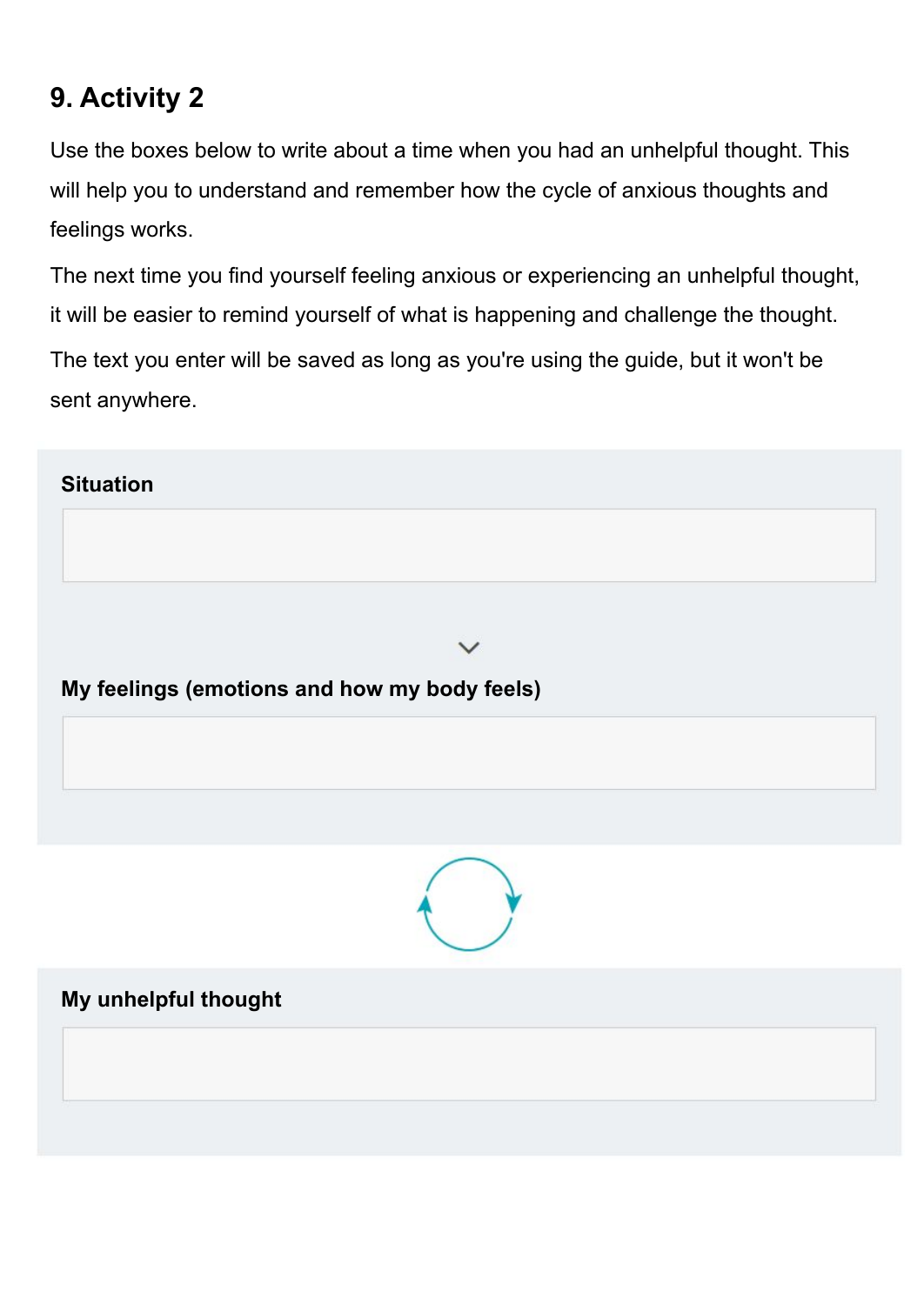## 9. Activity 2

Use the boxes below to write about a time when you had an unhelpful thought. This will help you to understand and remember how the cycle of anxious thoughts and feelings works.

The next time you find yourself feeling anxious or experiencing an unhelpful thought, it will be easier to remind yourself of what is happening and challenge the thought.

The text you enter will be saved as long as you're using the guide, but it won't be sent anywhere.

**Situation**

**My feelings (emotions and how my body feels)**

**My unhelpful thought**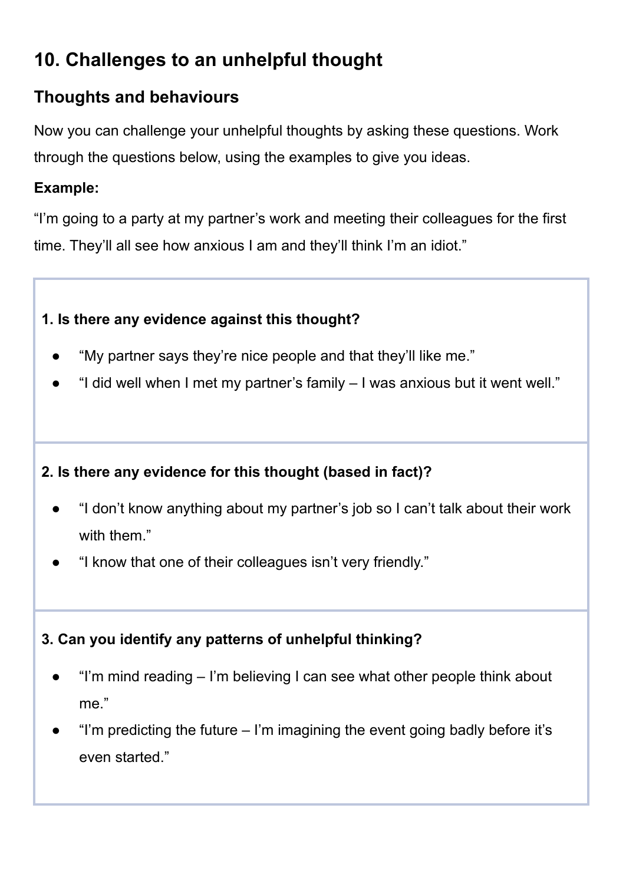## 10. Challenges to an unhelpful thought

### Thoughts and behaviours

Now you can challenge your unhelpful thoughts by asking these questions. Work through the questions below, using the examples to give you ideas.

**Example:**

"I'm going to a party at my partner's work and meeting their colleagues for the first time. They'll all see how anxious I am and they'll think I'm an idiot."

**1. Is there any evidence against this thought?**

- "My partner says they're nice people and that they'll like me."
- "I did well when I met my partner's family – I was anxious but it went well."

**2. Is there any evidence for this thought (based in fact)?**

- "I don't know anything about my partner's job so I can't talk about their work with them."
- "I know that one of their colleagues isn't very friendly."

**3. Can you identify any patterns of unhelpful thinking?**

- "I'm mind reading – I'm believing I can see what other people think about me."
- "I'm predicting the future – I'm imagining the event going badly before it's even started."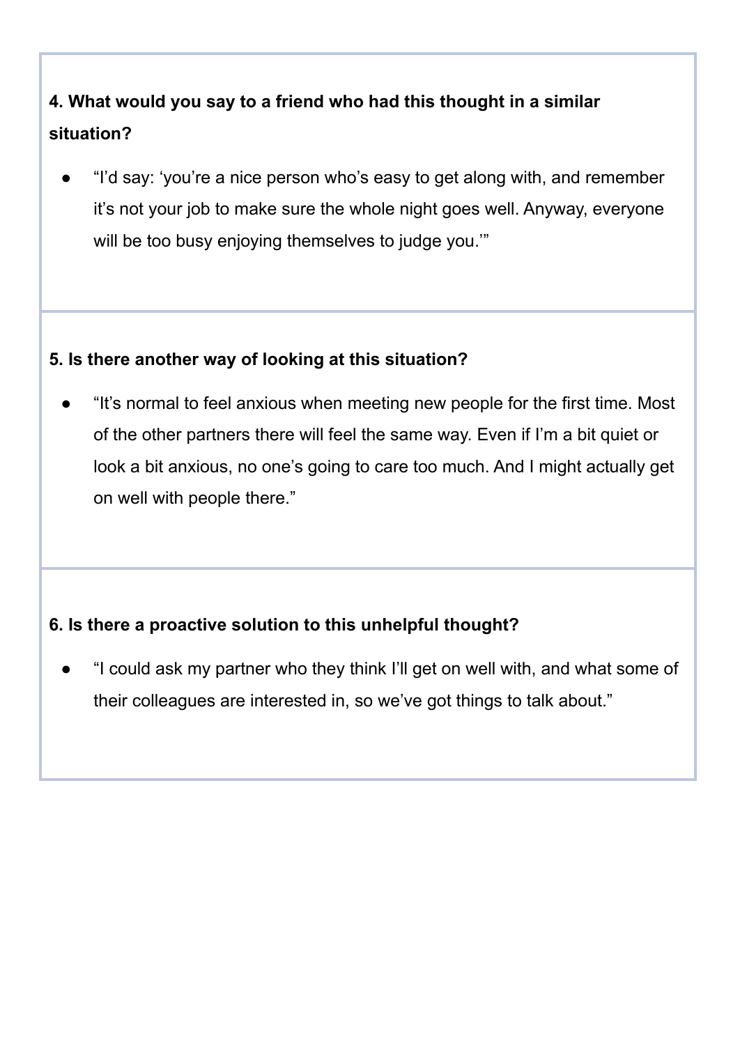**4. What would you say to a friend who had this thought in a similar situation?**

- “I’d say: ‘you’re a nice person who’s easy to get along with, and remember it’s not your job to make sure the whole night goes well. Anyway, everyone will be too busy enjoying themselves to judge you.’”

**5. Is there another way of looking at this situation?**

- “It’s normal to feel anxious when meeting new people for the first time. Most of the other partners there will feel the same way. Even if I’m a bit quiet or look a bit anxious, no one’s going to care too much. And I might actually get on well with people there.”

**6. Is there a proactive solution to this unhelpful thought?**

- “I could ask my partner who they think I’ll get on well with, and what some of their colleagues are interested in, so we’ve got things to talk about.”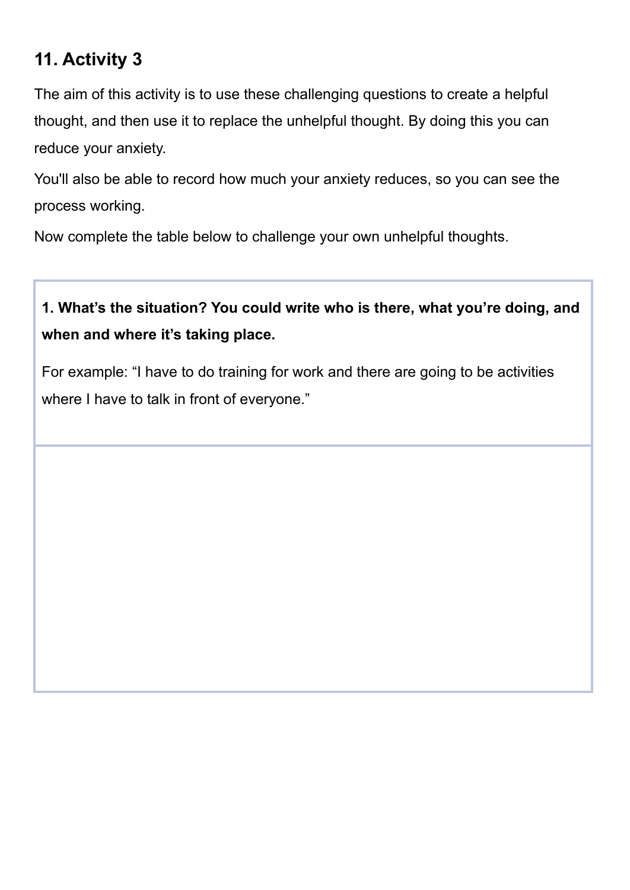## 11. Activity 3

The aim of this activity is to use these challenging questions to create a helpful thought, and then use it to replace the unhelpful thought. By doing this you can reduce your anxiety.

You'll also be able to record how much your anxiety reduces, so you can see the process working.

Now complete the table below to challenge your own unhelpful thoughts.

| **1. What's the situation? You could write who is there, what you're doing, and when and where it's taking place.**<br><br>For example: "I have to do training for work and there are going to be activities where I have to talk in front of everyone." |
| --- |
| |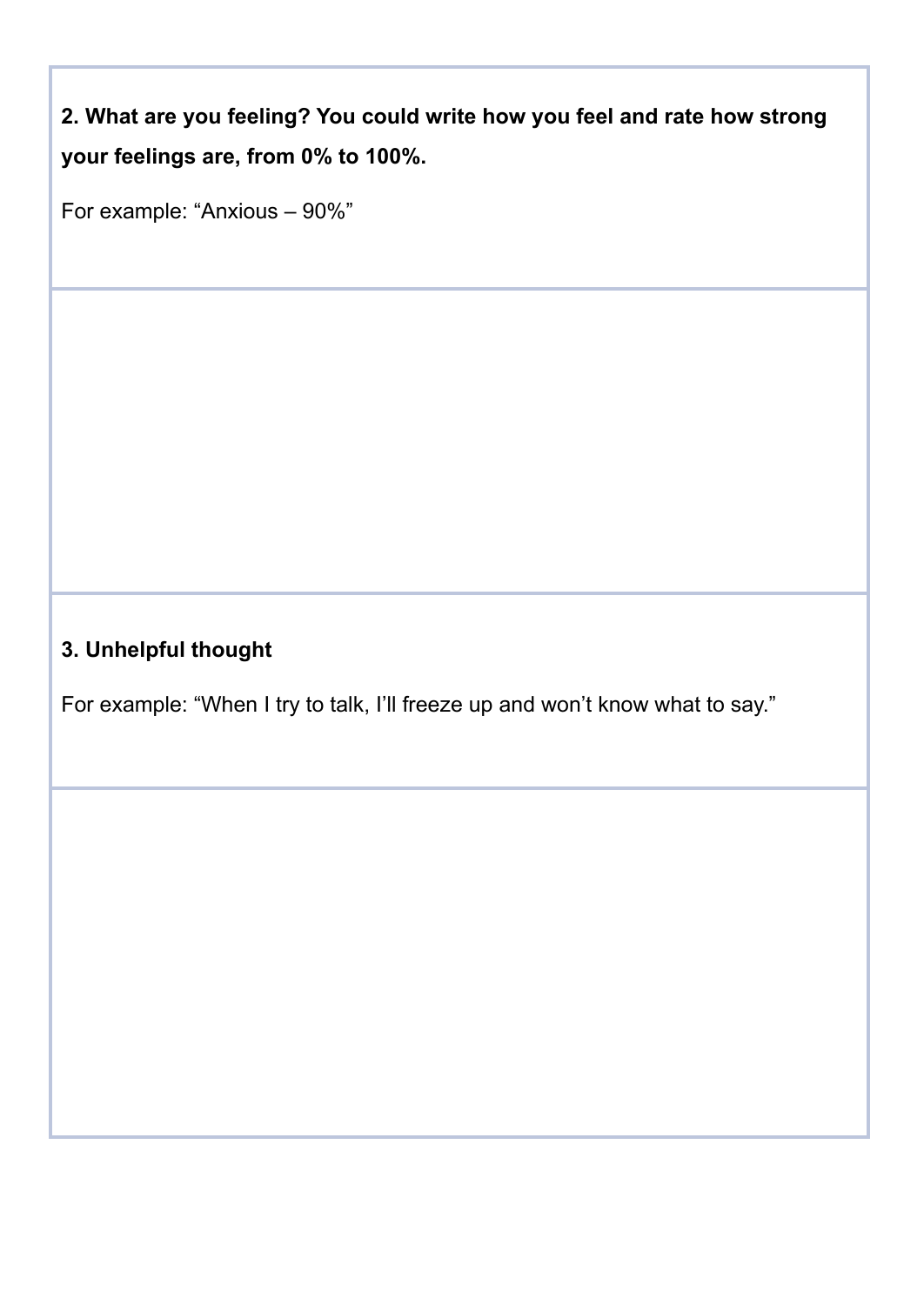**2. What are you feeling? You could write how you feel and rate how strong your feelings are, from 0% to 100%.**

For example: “Anxious – 90%”

**3. Unhelpful thought**

For example: “When I try to talk, I’ll freeze up and won’t know what to say.”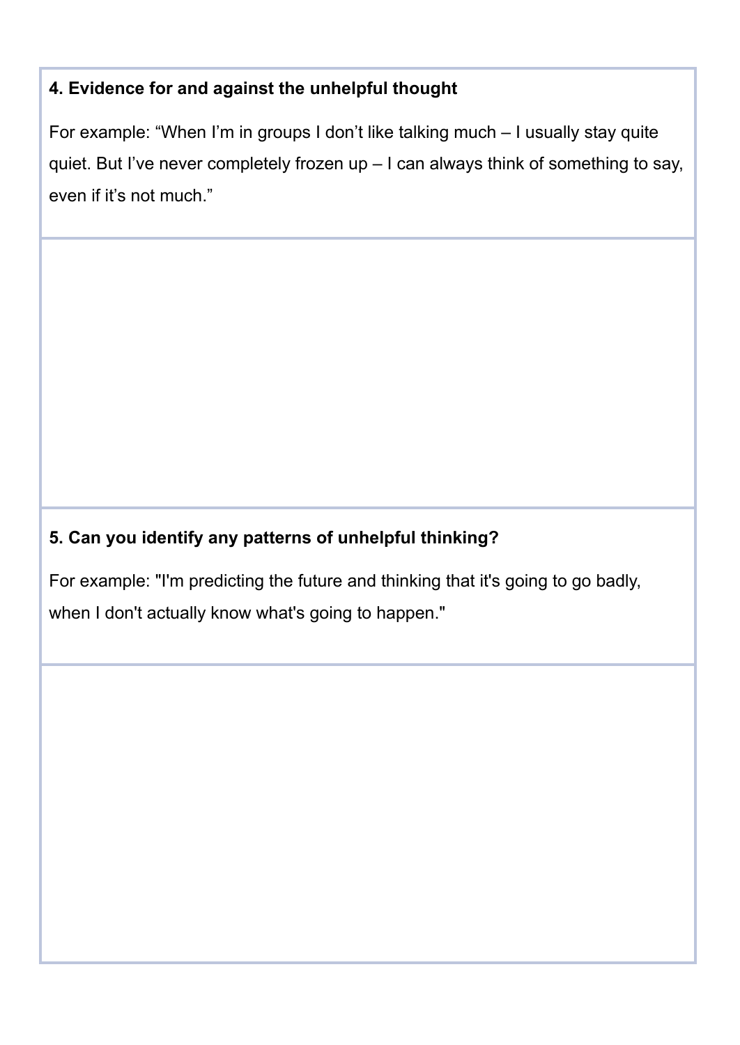**4. Evidence for and against the unhelpful thought**

For example: "When I'm in groups I don't like talking much – I usually stay quite quiet. But I've never completely frozen up – I can always think of something to say, even if it's not much."

**5. Can you identify any patterns of unhelpful thinking?**

For example: "I'm predicting the future and thinking that it's going to go badly, when I don't actually know what's going to happen."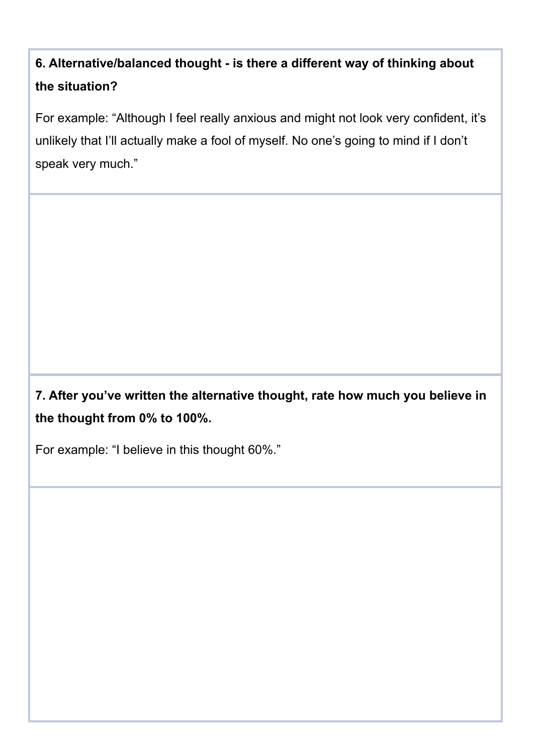**6. Alternative/balanced thought - is there a different way of thinking about the situation?**

For example: “Although I feel really anxious and might not look very confident, it’s unlikely that I’ll actually make a fool of myself. No one’s going to mind if I don’t speak very much.”

**7. After you’ve written the alternative thought, rate how much you believe in the thought from 0% to 100%.**

For example: “I believe in this thought 60%.”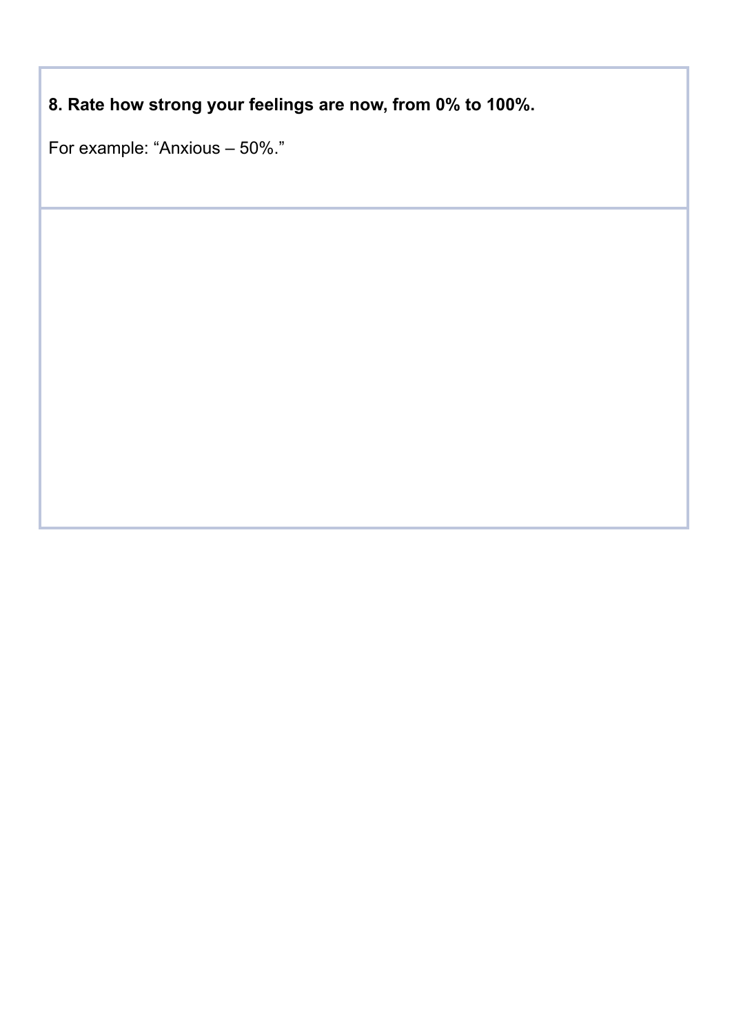**8. Rate how strong your feelings are now, from 0% to 100%.**

For example: "Anxious – 50%."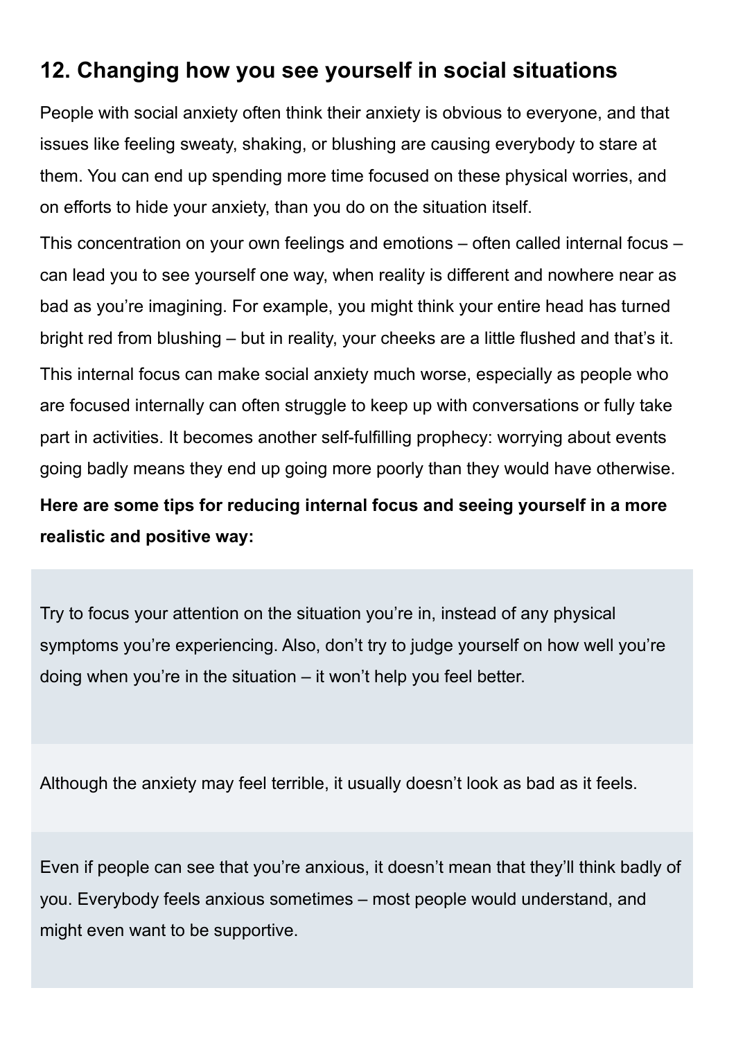## 12. Changing how you see yourself in social situations

People with social anxiety often think their anxiety is obvious to everyone, and that issues like feeling sweaty, shaking, or blushing are causing everybody to stare at them. You can end up spending more time focused on these physical worries, and on efforts to hide your anxiety, than you do on the situation itself.

This concentration on your own feelings and emotions – often called internal focus – can lead you to see yourself one way, when reality is different and nowhere near as bad as you're imagining. For example, you might think your entire head has turned bright red from blushing – but in reality, your cheeks are a little flushed and that's it.

This internal focus can make social anxiety much worse, especially as people who are focused internally can often struggle to keep up with conversations or fully take part in activities. It becomes another self-fulfilling prophecy: worrying about events going badly means they end up going more poorly than they would have otherwise.

**Here are some tips for reducing internal focus and seeing yourself in a more realistic and positive way:**

Try to focus your attention on the situation you're in, instead of any physical symptoms you're experiencing. Also, don't try to judge yourself on how well you're doing when you're in the situation – it won't help you feel better.

Although the anxiety may feel terrible, it usually doesn't look as bad as it feels.

Even if people can see that you're anxious, it doesn't mean that they'll think badly of you. Everybody feels anxious sometimes – most people would understand, and might even want to be supportive.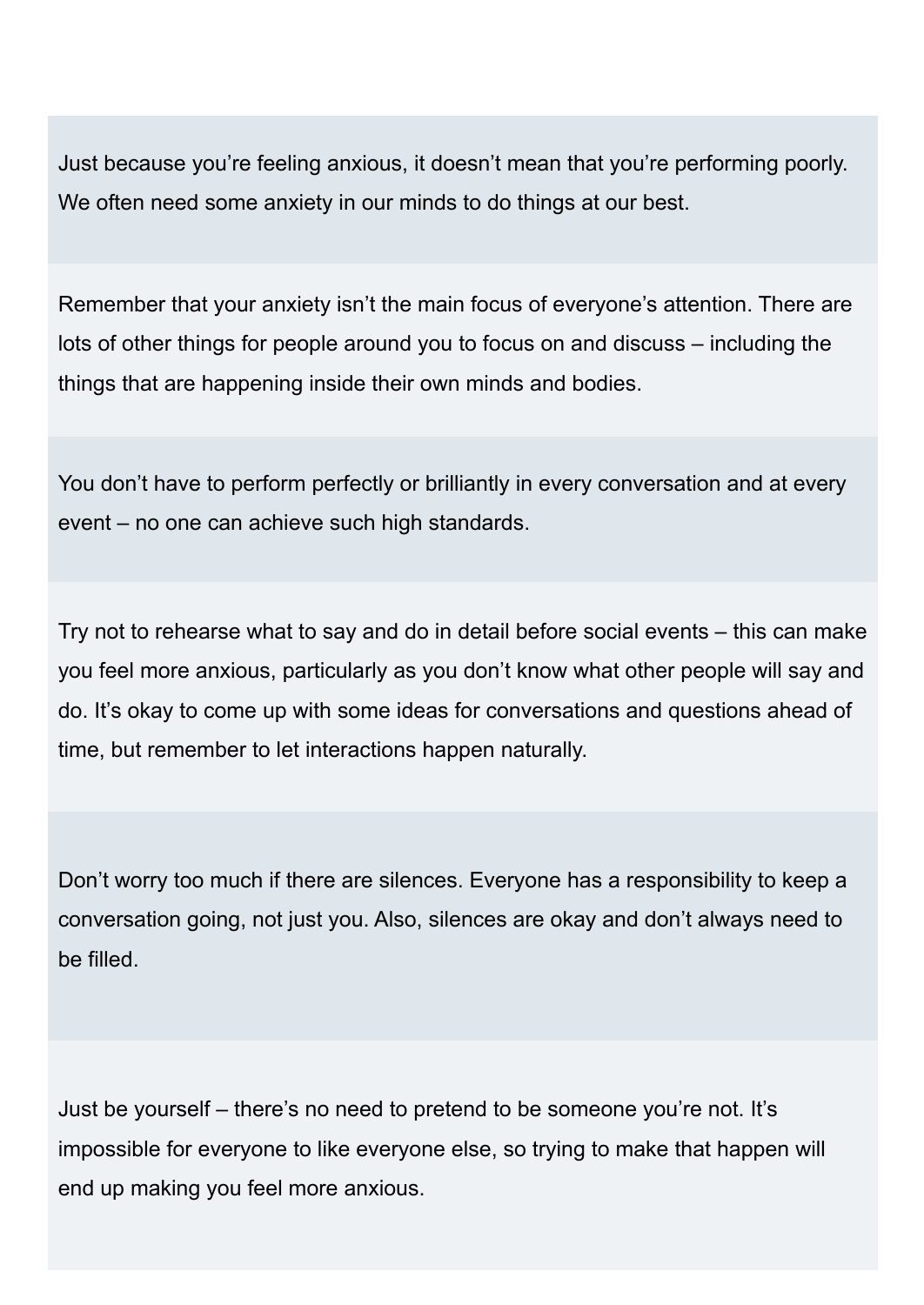Just because you're feeling anxious, it doesn't mean that you're performing poorly. We often need some anxiety in our minds to do things at our best.

Remember that your anxiety isn't the main focus of everyone's attention. There are lots of other things for people around you to focus on and discuss – including the things that are happening inside their own minds and bodies.

You don't have to perform perfectly or brilliantly in every conversation and at every event – no one can achieve such high standards.

Try not to rehearse what to say and do in detail before social events – this can make you feel more anxious, particularly as you don't know what other people will say and do. It's okay to come up with some ideas for conversations and questions ahead of time, but remember to let interactions happen naturally.

Don't worry too much if there are silences. Everyone has a responsibility to keep a conversation going, not just you. Also, silences are okay and don't always need to be filled.

Just be yourself – there's no need to pretend to be someone you're not. It's impossible for everyone to like everyone else, so trying to make that happen will end up making you feel more anxious.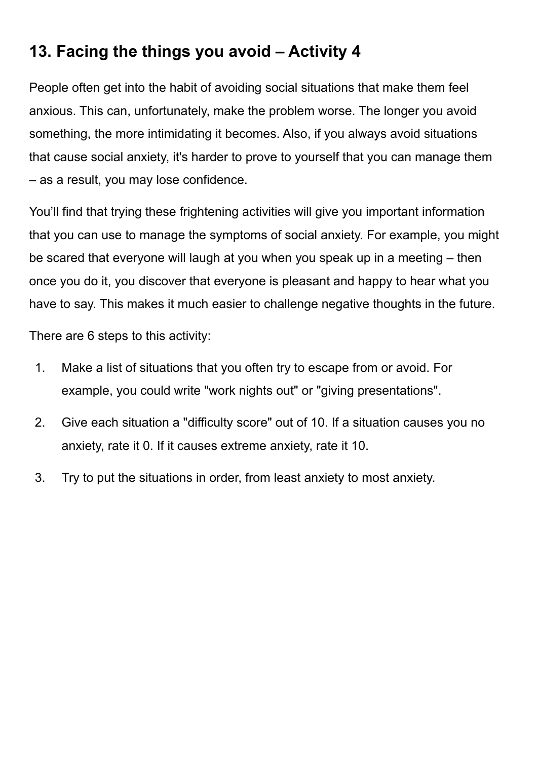## 13. Facing the things you avoid – Activity 4

People often get into the habit of avoiding social situations that make them feel anxious. This can, unfortunately, make the problem worse. The longer you avoid something, the more intimidating it becomes. Also, if you always avoid situations that cause social anxiety, it's harder to prove to yourself that you can manage them – as a result, you may lose confidence.

You'll find that trying these frightening activities will give you important information that you can use to manage the symptoms of social anxiety. For example, you might be scared that everyone will laugh at you when you speak up in a meeting – then once you do it, you discover that everyone is pleasant and happy to hear what you have to say. This makes it much easier to challenge negative thoughts in the future.

There are 6 steps to this activity:

1. Make a list of situations that you often try to escape from or avoid. For example, you could write "work nights out" or "giving presentations".
2. Give each situation a "difficulty score" out of 10. If a situation causes you no anxiety, rate it 0. If it causes extreme anxiety, rate it 10.
3. Try to put the situations in order, from least anxiety to most anxiety.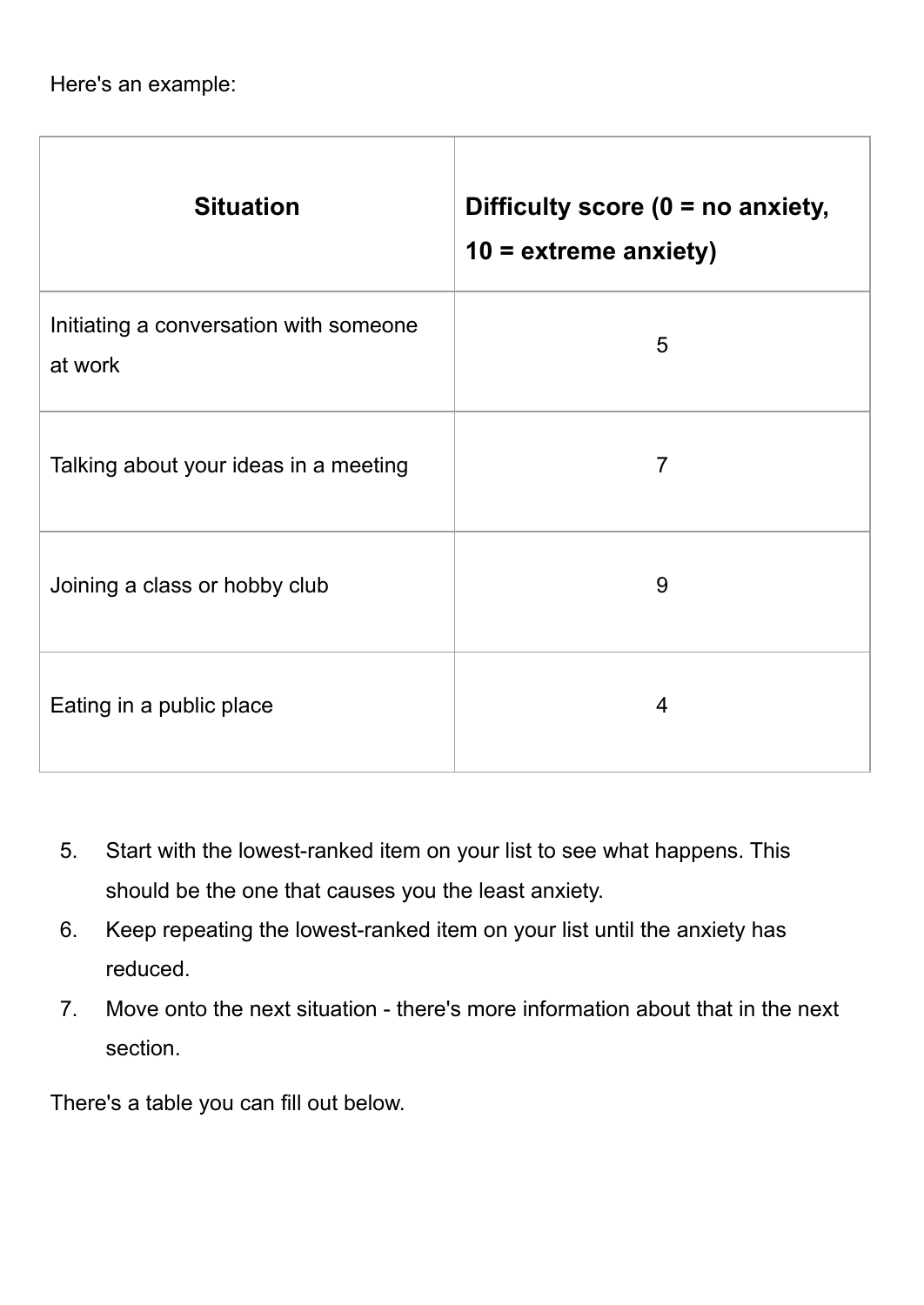Here's an example:

| Situation | Difficulty score (0 = no anxiety, 10 = extreme anxiety) |
| --- | --- |
| Initiating a conversation with someone at work | 5 |
| Talking about your ideas in a meeting | 7 |
| Joining a class or hobby club | 9 |
| Eating in a public place | 4 |

5. Start with the lowest-ranked item on your list to see what happens. This should be the one that causes you the least anxiety.
6. Keep repeating the lowest-ranked item on your list until the anxiety has reduced.
7. Move onto the next situation - there's more information about that in the next section.

There's a table you can fill out below.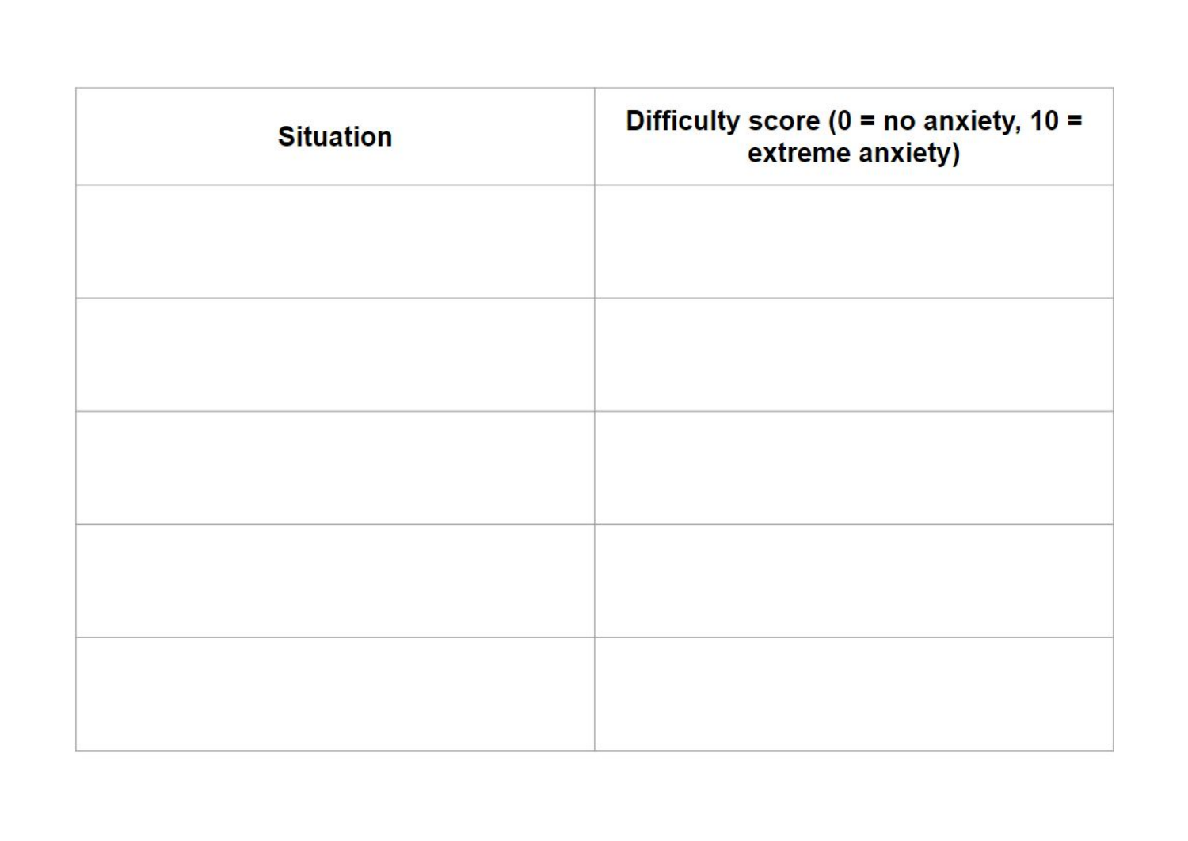| Situation | Difficulty score (0 = no anxiety, 10 = extreme anxiety) |
| --- | --- |
| | |
| | |
| | |
| | |
| | |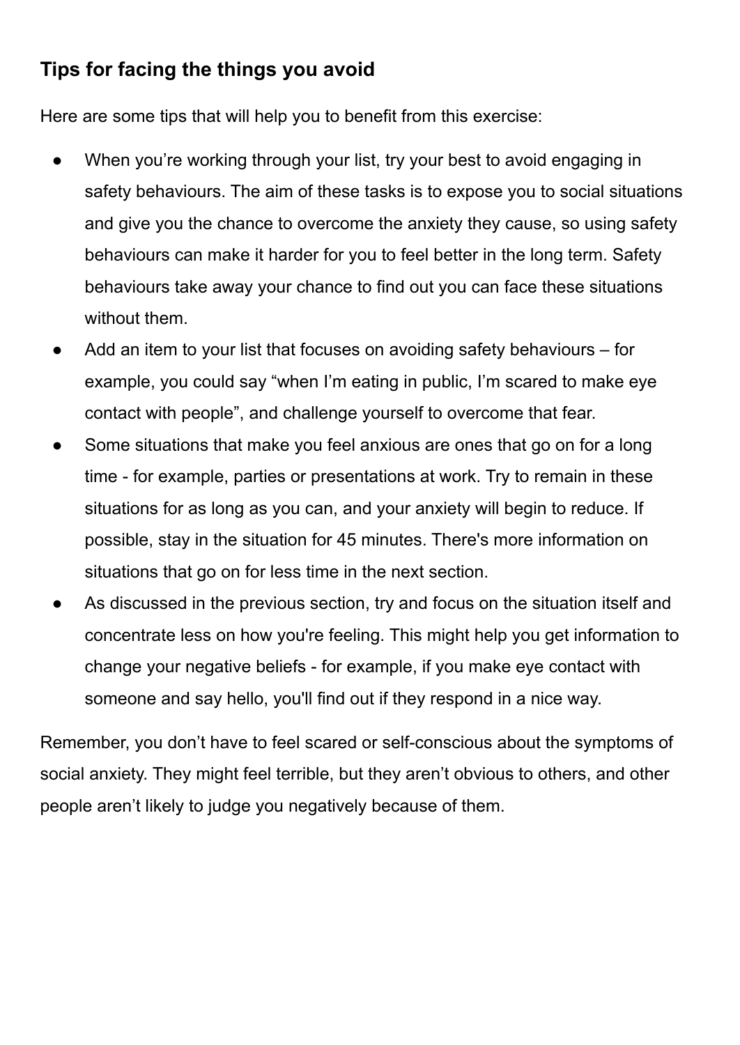## Tips for facing the things you avoid

Here are some tips that will help you to benefit from this exercise:

- When you're working through your list, try your best to avoid engaging in safety behaviours. The aim of these tasks is to expose you to social situations and give you the chance to overcome the anxiety they cause, so using safety behaviours can make it harder for you to feel better in the long term. Safety behaviours take away your chance to find out you can face these situations without them.
- Add an item to your list that focuses on avoiding safety behaviours – for example, you could say "when I'm eating in public, I'm scared to make eye contact with people", and challenge yourself to overcome that fear.
- Some situations that make you feel anxious are ones that go on for a long time - for example, parties or presentations at work. Try to remain in these situations for as long as you can, and your anxiety will begin to reduce. If possible, stay in the situation for 45 minutes. There's more information on situations that go on for less time in the next section.
- As discussed in the previous section, try and focus on the situation itself and concentrate less on how you're feeling. This might help you get information to change your negative beliefs - for example, if you make eye contact with someone and say hello, you'll find out if they respond in a nice way.

Remember, you don't have to feel scared or self-conscious about the symptoms of social anxiety. They might feel terrible, but they aren't obvious to others, and other people aren't likely to judge you negatively because of them.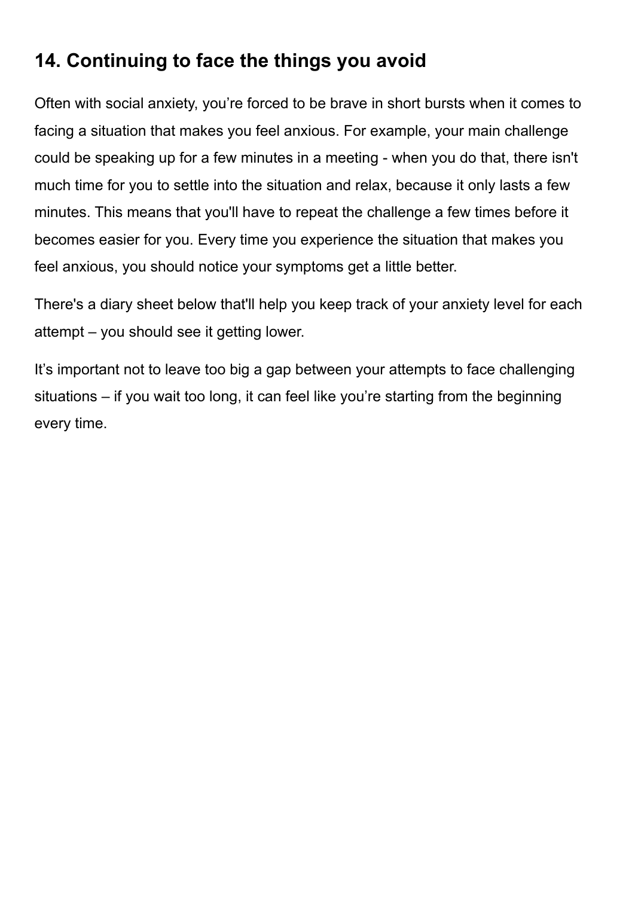## 14. Continuing to face the things you avoid

Often with social anxiety, you’re forced to be brave in short bursts when it comes to facing a situation that makes you feel anxious. For example, your main challenge could be speaking up for a few minutes in a meeting - when you do that, there isn't much time for you to settle into the situation and relax, because it only lasts a few minutes. This means that you'll have to repeat the challenge a few times before it becomes easier for you. Every time you experience the situation that makes you feel anxious, you should notice your symptoms get a little better.

There's a diary sheet below that'll help you keep track of your anxiety level for each attempt – you should see it getting lower.

It’s important not to leave too big a gap between your attempts to face challenging situations – if you wait too long, it can feel like you’re starting from the beginning every time.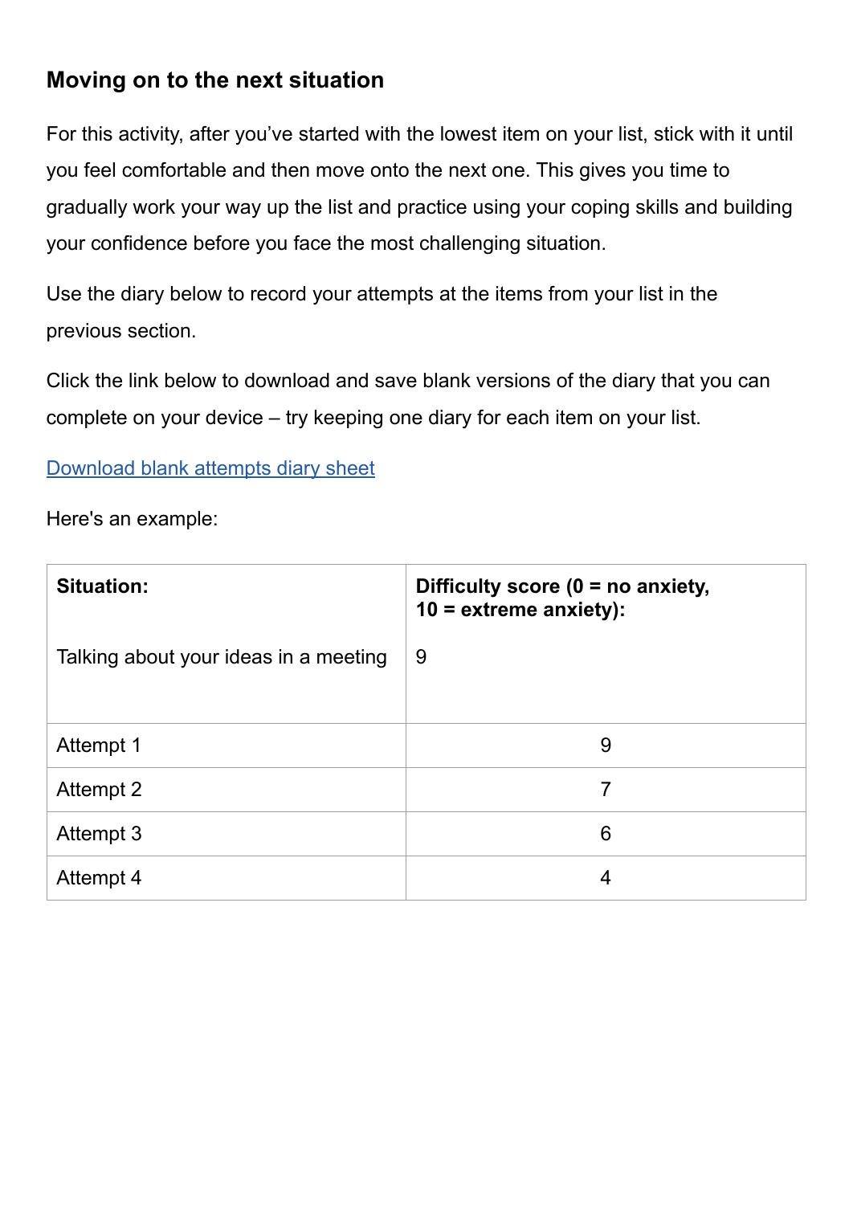## Moving on to the next situation

For this activity, after you've started with the lowest item on your list, stick with it until you feel comfortable and then move onto the next one. This gives you time to gradually work your way up the list and practice using your coping skills and building your confidence before you face the most challenging situation.

Use the diary below to record your attempts at the items from your list in the previous section.

Click the link below to download and save blank versions of the diary that you can complete on your device – try keeping one diary for each item on your list.

[Download blank attempts diary sheet]()

Here's an example:

| **Situation:**<br><br>Talking about your ideas in a meeting | **Difficulty score (0 = no anxiety, 10 = extreme anxiety):**<br><br>9 |
|---|---|
| Attempt 1 | 9 |
| Attempt 2 | 7 |
| Attempt 3 | 6 |
| Attempt 4 | 4 |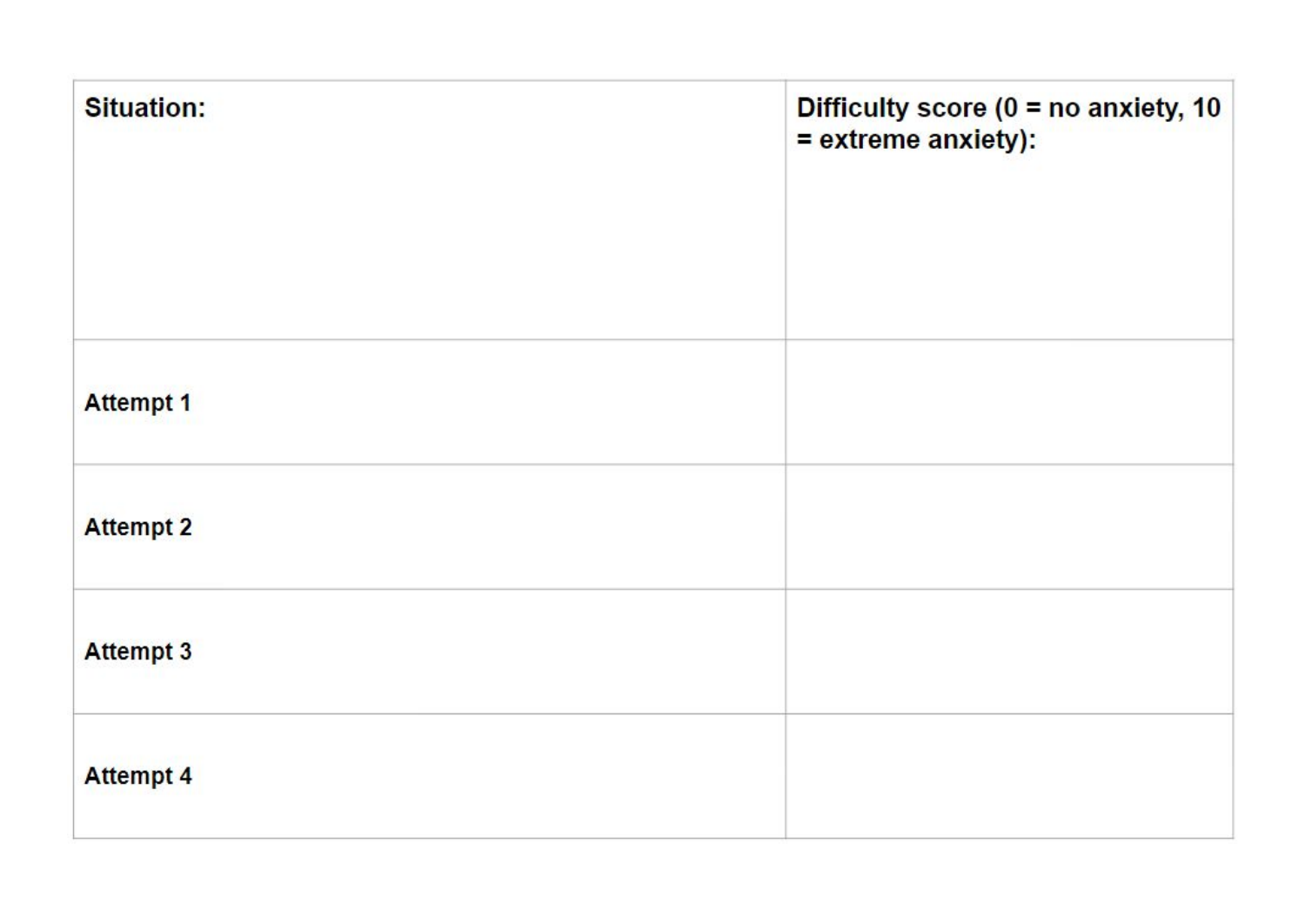| **Situation:** | **Difficulty score (0 = no anxiety, 10 = extreme anxiety):** |
| --- | --- |
| **Attempt 1** | |
| **Attempt 2** | |
| **Attempt 3** | |
| **Attempt 4** | |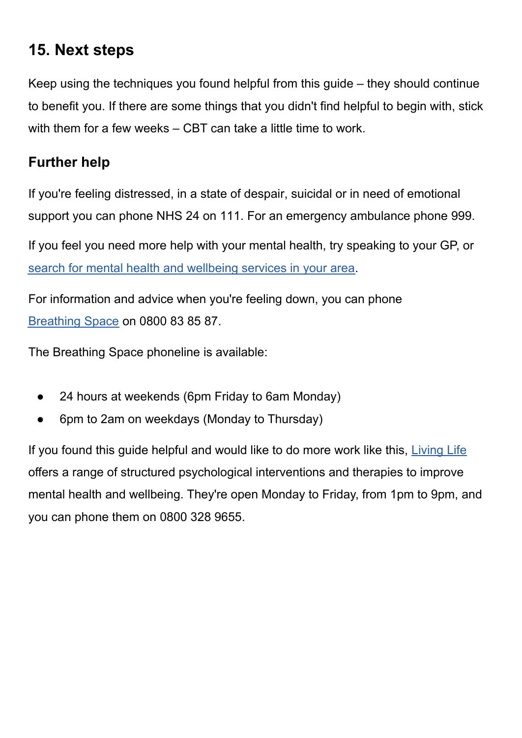## 15. Next steps

Keep using the techniques you found helpful from this guide – they should continue to benefit you. If there are some things that you didn't find helpful to begin with, stick with them for a few weeks – CBT can take a little time to work.

### Further help

If you're feeling distressed, in a state of despair, suicidal or in need of emotional support you can phone NHS 24 on 111. For an emergency ambulance phone 999.

If you feel you need more help with your mental health, try speaking to your GP, or search for mental health and wellbeing services in your area.

For information and advice when you're feeling down, you can phone Breathing Space on 0800 83 85 87.

The Breathing Space phoneline is available:

- 24 hours at weekends (6pm Friday to 6am Monday)
- 6pm to 2am on weekdays (Monday to Thursday)

If you found this guide helpful and would like to do more work like this, Living Life offers a range of structured psychological interventions and therapies to improve mental health and wellbeing. They're open Monday to Friday, from 1pm to 9pm, and you can phone them on 0800 328 9655.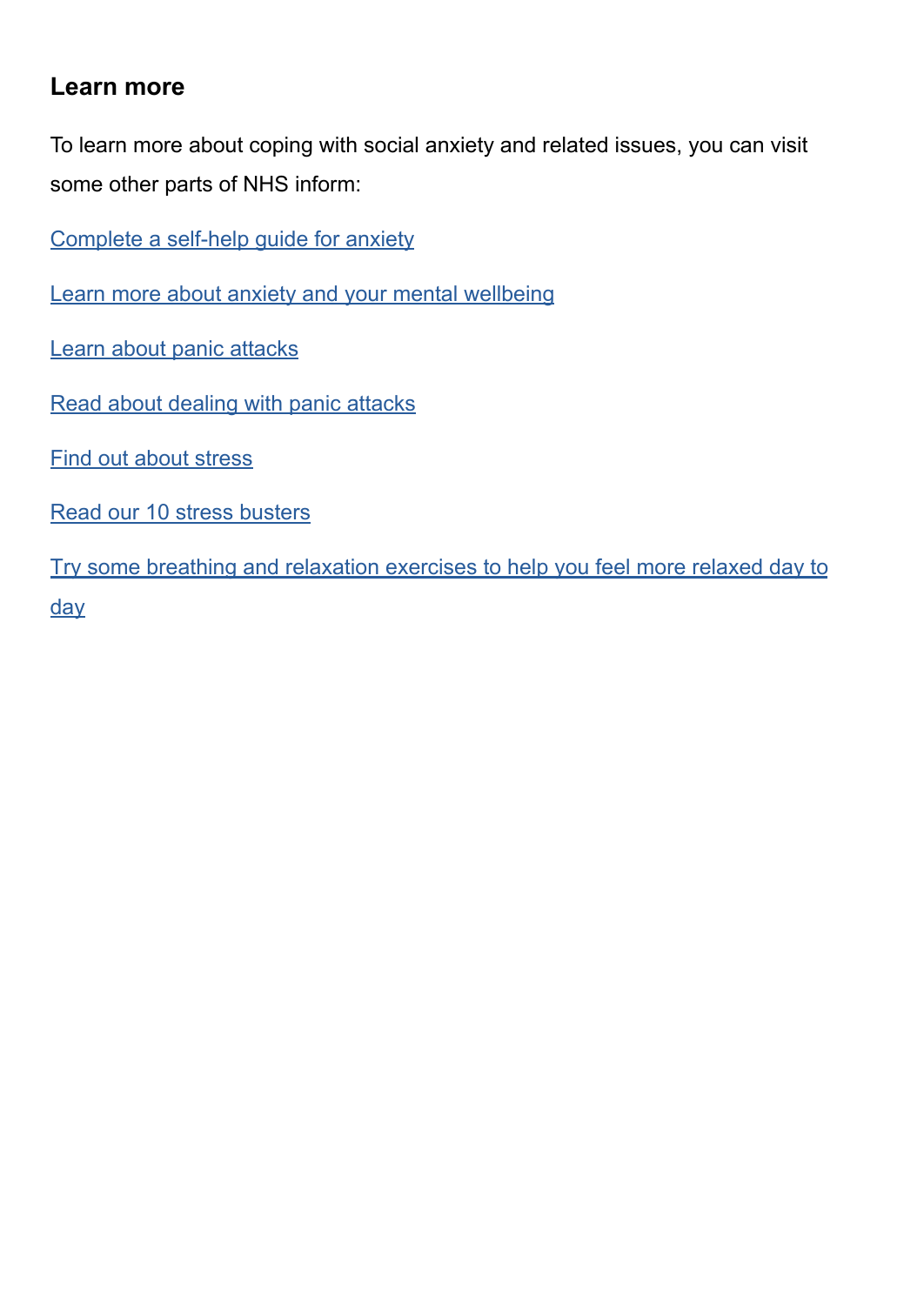### Learn more

To learn more about coping with social anxiety and related issues, you can visit some other parts of NHS inform:

Complete a self-help guide for anxiety

Learn more about anxiety and your mental wellbeing

Learn about panic attacks

Read about dealing with panic attacks

Find out about stress

Read our 10 stress busters

Try some breathing and relaxation exercises to help you feel more relaxed day to day